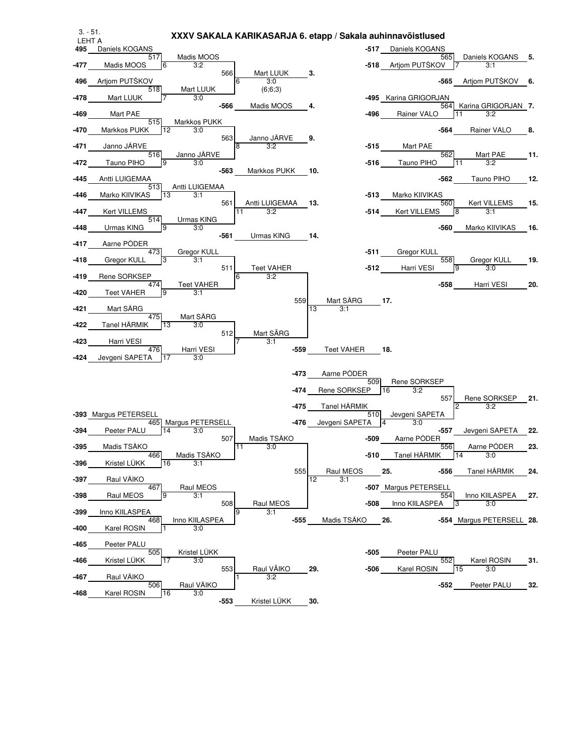3. - 51.
LEHT A

# XXXV SAKALA KARIKASARJA 6. etapp / Sakala auhinnavõistlused

| Match | Player 1 | Player 2 | Winner | Score | Table | Place (winner) | Place (loser) |
|---|---|---|---|---|---|---|---|
| 517 | 495 Daniels KOGANS | -477 Madis MOOS | Madis MOOS | 3:2 | 6 | | |
| 518 | 496 Artjom PUTŠKOV | -478 Mart LUUK | Mart LUUK | 3:0 | 7 | | |
| 566 | Madis MOOS | Mart LUUK | Mart LUUK | 3:0 (6;6;3) | 6 | 3. | -566 Madis MOOS 4. |
| 565 | -517 Daniels KOGANS | -518 Artjom PUTŠKOV | Daniels KOGANS | 3:1 | 7 | 5. | -565 Artjom PUTŠKOV 6. |
| 564 | -495 Karina GRIGORJAN | -496 Rainer VALO | Karina GRIGORJAN | 3:2 | 11 | 7. | -564 Rainer VALO 8. |
| 515 | -469 Mart PAE | -470 Markkos PUKK | Markkos PUKK | 3:0 | 12 | | |
| 516 | -471 Janno JÄRVE | -472 Tauno PIHO | Janno JÄRVE | 3:0 | 9 | | |
| 563 | Markkos PUKK | Janno JÄRVE | Janno JÄRVE | 3:2 | 8 | 9. | -563 Markkos PUKK 10. |
| 562 | -515 Mart PAE | -516 Tauno PIHO | Mart PAE | 3:2 | 11 | 11. | -562 Tauno PIHO 12. |
| 513 | -445 Antti LUIGEMAA | -446 Marko KIIVIKAS | Antti LUIGEMAA | 3:1 | 13 | | |
| 514 | -447 Kert VILLEMS | -448 Urmas KING | Urmas KING | 3:0 | 9 | | |
| 561 | Antti LUIGEMAA | Urmas KING | Antti LUIGEMAA | 3:2 | 11 | 13. | -561 Urmas KING 14. |
| 560 | -513 Marko KIIVIKAS | -514 Kert VILLEMS | Kert VILLEMS | 3:1 | 8 | 15. | -560 Marko KIIVIKAS 16. |
| 473 | -417 Aarne PÕDER | -418 Gregor KULL | Gregor KULL | 3:1 | 3 | | |
| 474 | -419 Rene SORKSEP | -420 Teet VAHER | Teet VAHER | 3:1 | 9 | | |
| 511 | Gregor KULL | Teet VAHER | Teet VAHER | 3:2 | 6 | | |
| 475 | -421 Mart SÄRG | -422 Tanel HÄRMIK | Mart SÄRG | 3:0 | 13 | | |
| 476 | -423 Harri VESI | -424 Jevgeni SAPETA | Harri VESI | 3:0 | 17 | | |
| 512 | Mart SÄRG | Harri VESI | Mart SÄRG | 3:1 | 7 | | |
| 559 | Teet VAHER | Mart SÄRG | Mart SÄRG | 3:1 | 13 | 17. | -559 Teet VAHER 18. |
| 558 | -511 Gregor KULL | -512 Harri VESI | Gregor KULL | 3:0 | 9 | 19. | -558 Harri VESI 20. |
| 509 | -473 Aarne PÕDER | -474 Rene SORKSEP | Rene SORKSEP | 3:2 | 16 | | |
| 510 | -475 Tanel HÄRMIK | -476 Jevgeni SAPETA | Jevgeni SAPETA | 3:0 | 4 | | |
| 557 | Rene SORKSEP | Jevgeni SAPETA | Rene SORKSEP | 3:2 | 2 | 21. | -557 Jevgeni SAPETA 22. |
| 556 | -509 Aarne PÕDER | -510 Tanel HÄRMIK | Aarne PÕDER | 3:0 | 14 | 23. | -556 Tanel HÄRMIK 24. |
| 465 | -393 Margus PETERSELL | -394 Peeter PALU | Margus PETERSELL | 3:0 | 14 | | |
| 466 | -395 Madis TSÄKO | -396 Kristel LÜKK | Madis TSÄKO | 3:1 | 16 | | |
| 507 | Margus PETERSELL | Madis TSÄKO | Madis TSÄKO | 3:0 | 11 | | |
| 467 | -397 Raul VÄIKO | -398 Raul MEOS | Raul MEOS | 3:1 | 9 | | |
| 468 | -399 Inno KIILASPEA | -400 Karel ROSIN | Inno KIILASPEA | 3:0 | 1 | | |
| 508 | Raul MEOS | Inno KIILASPEA | Raul MEOS | 3:1 | 9 | | |
| 555 | Madis TSÄKO | Raul MEOS | Raul MEOS | 3:1 | 12 | 25. | -555 Madis TSÄKO 26. |
| 554 | -507 Margus PETERSELL | -508 Inno KIILASPEA | Inno KIILASPEA | 3:0 | 3 | 27. | -554 Margus PETERSELL 28. |
| 505 | -465 Peeter PALU | -466 Kristel LÜKK | Kristel LÜKK | 3:0 | 17 | | |
| 506 | -467 Raul VÄIKO | -468 Karel ROSIN | Raul VÄIKO | 3:0 | 16 | | |
| 553 | Kristel LÜKK | Raul VÄIKO | Raul VÄIKO | 3:2 | 1 | 29. | -553 Kristel LÜKK 30. |
| 552 | -505 Peeter PALU | -506 Karel ROSIN | Karel ROSIN | 3:0 | 15 | 31. | -552 Peeter PALU 32. |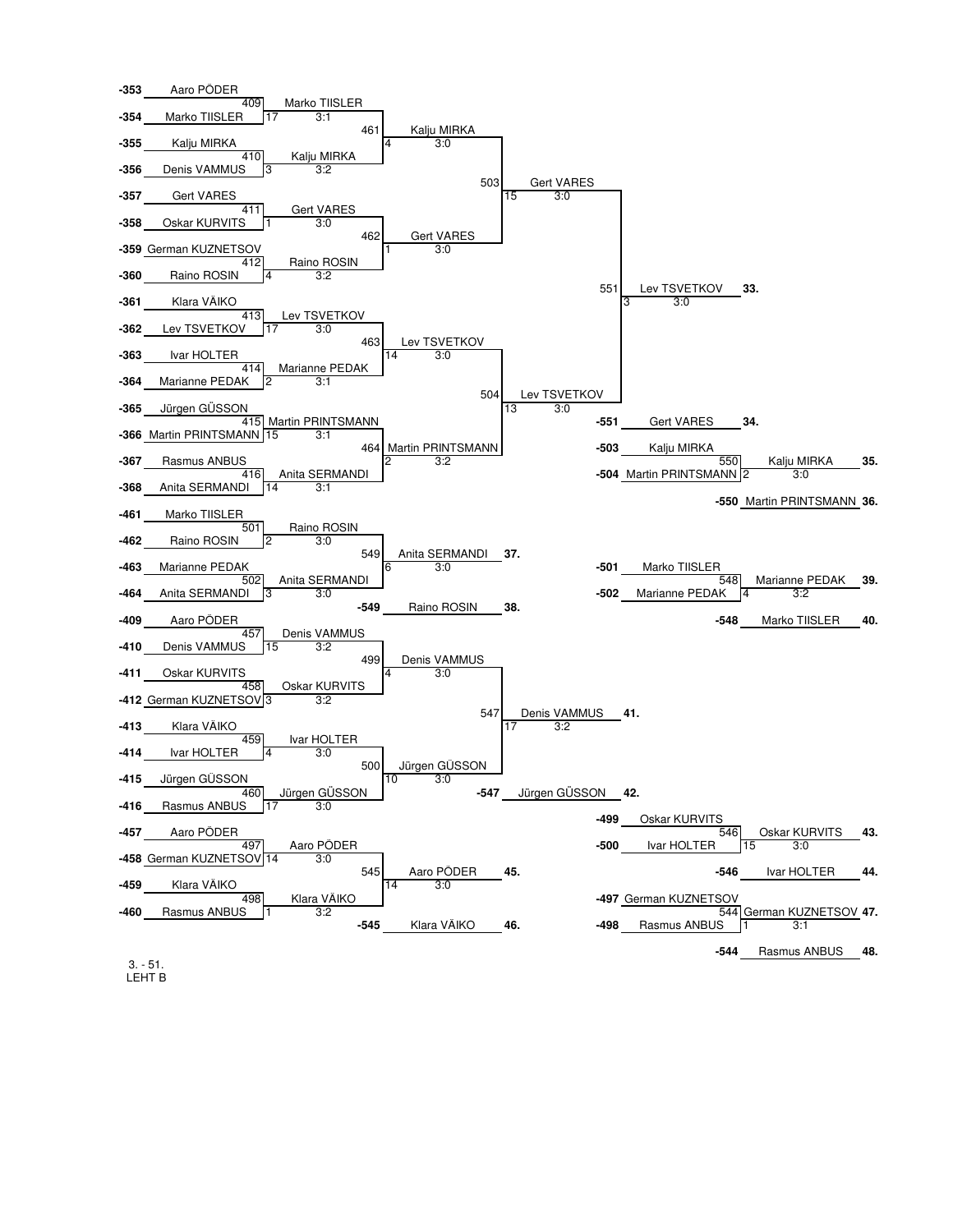**Main bracket (places 33–34)**

| Entry | Player | Match | Winner | Score |
|---|---|---|---|---|
| -353 | Aaro PÕDER | 409 | Marko TIISLER | 17 3:1 |
| -354 | Marko TIISLER | | | |
| -355 | Kalju MIRKA | 410 | Kalju MIRKA | 3 3:2 |
| -356 | Denis VAMMUS | | | |
| -357 | Gert VARES | 411 | Gert VARES | 1 3:0 |
| -358 | Oskar KURVITS | | | |
| -359 | German KUZNETSOV | 412 | Raino ROSIN | 4 3:2 |
| -360 | Raino ROSIN | | | |
| -361 | Klara VÄIKO | 413 | Lev TSVETKOV | 17 3:0 |
| -362 | Lev TSVETKOV | | | |
| -363 | Ivar HOLTER | 414 | Marianne PEDAK | 2 3:1 |
| -364 | Marianne PEDAK | | | |
| -365 | Jürgen GÜSSON | 415 | Martin PRINTSMANN | 15 3:1 |
| -366 | Martin PRINTSMANN | | | |
| -367 | Rasmus ANBUS | 416 | Anita SERMANDI | 14 3:1 |
| -368 | Anita SERMANDI | | | |

| Match | Winner | Score |
|---|---|---|
| 461 | Kalju MIRKA | 4 3:0 |
| 462 | Gert VARES | 1 3:0 |
| 463 | Lev TSVETKOV | 14 3:0 |
| 464 | Martin PRINTSMANN | 2 3:2 |
| 503 | Gert VARES | 15 3:0 |
| 504 | Lev TSVETKOV | 13 3:0 |
| 551 | Lev TSVETKOV **33.** | 3 3:0 |

-551 Gert VARES **34.**

**Places 35–36**

-503 Kalju MIRKA
-504 Martin PRINTSMANN
550 Kalju MIRKA **35.** 2 3:0
-550 Martin PRINTSMANN **36.**

**Places 37–38**

-461 Marko TIISLER
-462 Raino ROSIN
501 Raino ROSIN 2 3:0
-463 Marianne PEDAK
-464 Anita SERMANDI
502 Anita SERMANDI 3 3:0
549 Anita SERMANDI **37.** 6 3:0
-549 Raino ROSIN **38.**

**Places 39–40**

-501 Marko TIISLER
-502 Marianne PEDAK
548 Marianne PEDAK **39.** 4 3:2
-548 Marko TIISLER **40.**

**Places 41–42**

| Entry | Player | Match | Winner | Score |
|---|---|---|---|---|
| -409 | Aaro PÕDER | 457 | Denis VAMMUS | 15 3:2 |
| -410 | Denis VAMMUS | | | |
| -411 | Oskar KURVITS | 458 | Oskar KURVITS | 3 3:2 |
| -412 | German KUZNETSOV | | | |
| -413 | Klara VÄIKO | 459 | Ivar HOLTER | 4 3:0 |
| -414 | Ivar HOLTER | | | |
| -415 | Jürgen GÜSSON | 460 | Jürgen GÜSSON | 17 3:0 |
| -416 | Rasmus ANBUS | | | |

499 Denis VAMMUS 4 3:0
500 Jürgen GÜSSON 10 3:0
547 Denis VAMMUS **41.** 17 3:2
-547 Jürgen GÜSSON **42.**

**Places 43–44**

-499 Oskar KURVITS
-500 Ivar HOLTER
546 Oskar KURVITS **43.** 15 3:0
-546 Ivar HOLTER **44.**

**Places 45–46**

-457 Aaro PÕDER
-458 German KUZNETSOV
497 Aaro PÕDER 14 3:0
-459 Klara VÄIKO
-460 Rasmus ANBUS
498 Klara VÄIKO 1 3:2
545 Aaro PÕDER **45.** 14 3:0
-545 Klara VÄIKO **46.**

**Places 47–48**

-497 German KUZNETSOV
-498 Rasmus ANBUS
544 German KUZNETSOV **47.** 1 3:1
-544 Rasmus ANBUS **48.**

3. - 51.
LEHT B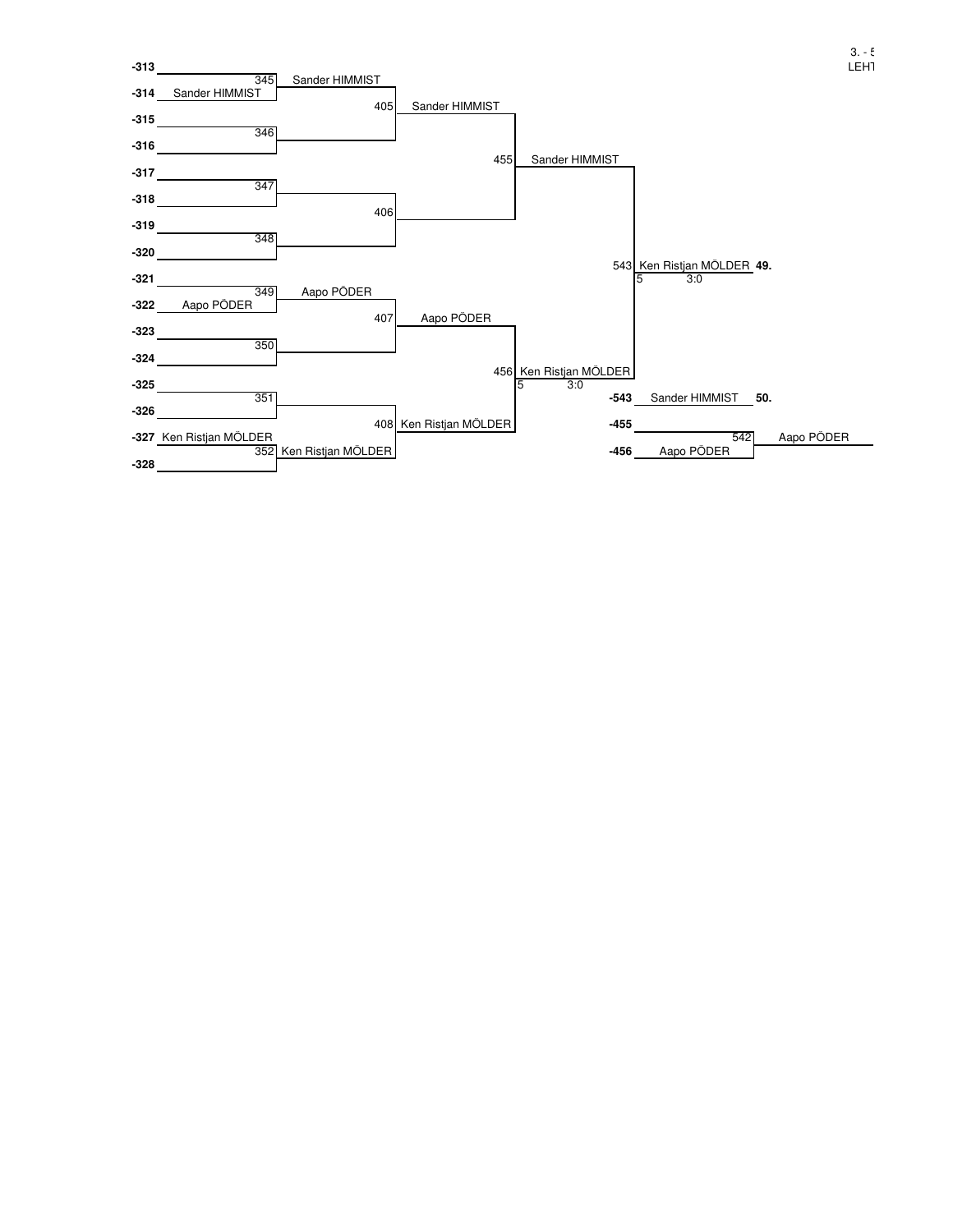3. - 5
LEHT

-313
345 Sander HIMMIST
-314 Sander HIMMIST
405 Sander HIMMIST
-315
346
-316
455 Sander HIMMIST
-317
347
-318
406
-319
348
-320
543 Ken Ristjan MÖLDER 49.
5 3:0
-321
349 Aapo PÕDER
-322 Aapo PÕDER
407 Aapo PÕDER
-323
350
-324
456 Ken Ristjan MÖLDER
5 3:0
-325
351
-543 Sander HIMMIST 50.
-326
408 Ken Ristjan MÖLDER
-455
-327 Ken Ristjan MÖLDER
542 Aapo PÕDER
352 Ken Ristjan MÖLDER
-456 Aapo PÕDER
-328